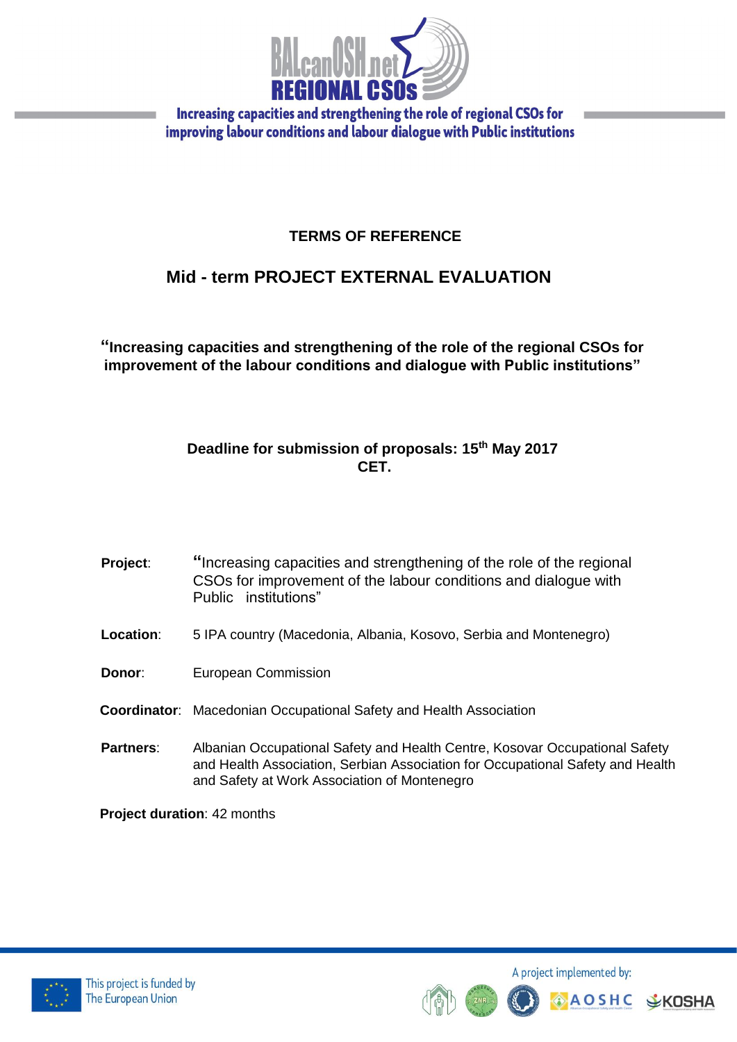Increasing capacities and strengthening the role of regional CSOs for improving labour conditions and labour dialogue with Public institutions

# TERMS OF REFERENCE

## Mid - term PROJECT EXTERNAL EVALUATION

### "Increasing capacities and strengthening of the role of the regional CSOs for improvement of the labour conditions and dialogue with Public institutions"

**Deadline for submission of proposals: 15th May 2017 CET.**

**Project**: "Increasing capacities and strengthening of the role of the regional CSOs for improvement of the labour conditions and dialogue with Public institutions"

**Location**: 5 IPA country (Macedonia, Albania, Kosovo, Serbia and Montenegro)

**Donor**: European Commission

**Coordinator**: Macedonian Occupational Safety and Health Association

**Partners**: Albanian Occupational Safety and Health Centre, Kosovar Occupational Safety and Health Association, Serbian Association for Occupational Safety and Health and Safety at Work Association of Montenegro

**Project duration**: 42 months

This project is funded by The European Union

A project implemented by: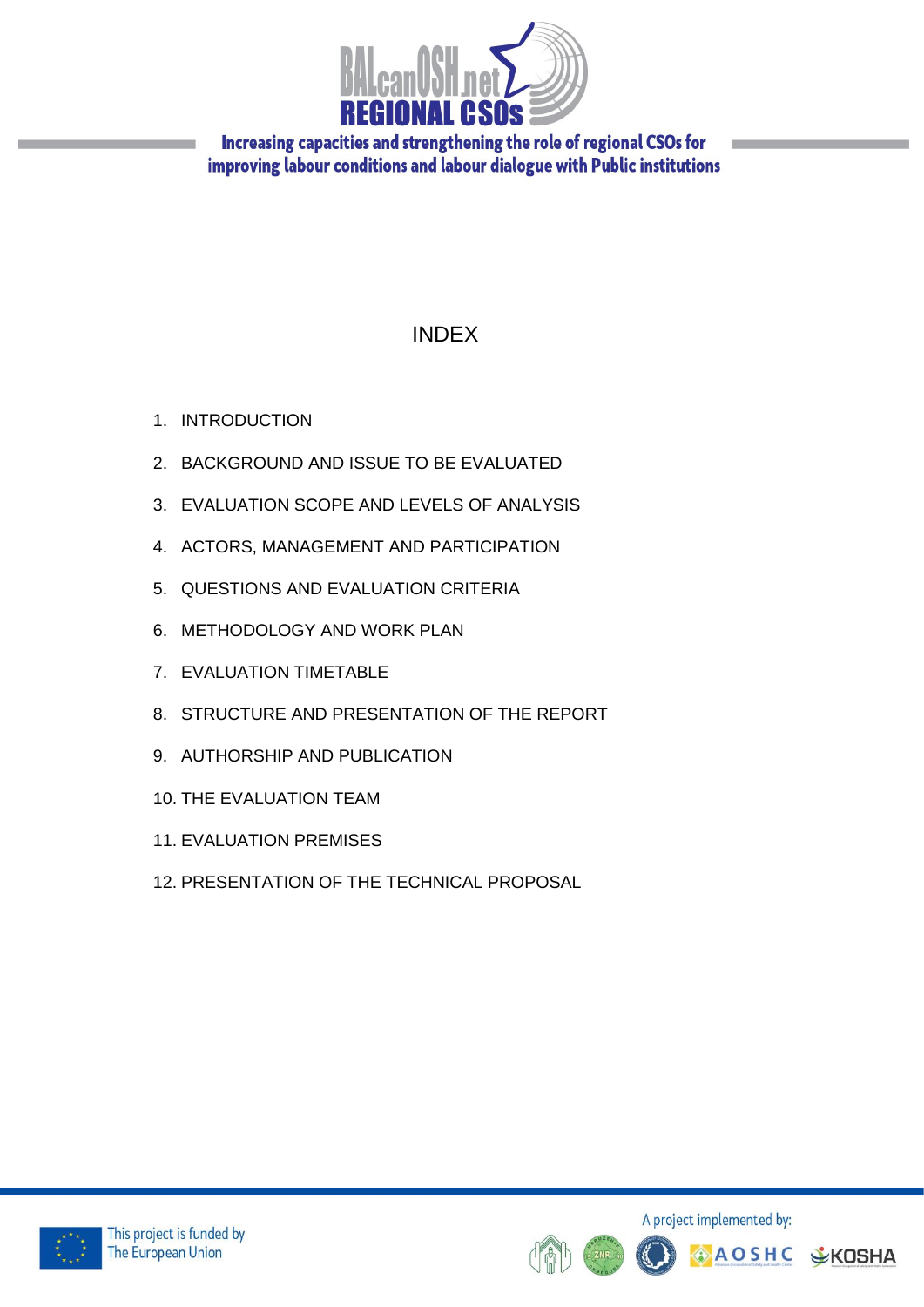# INDEX

1. INTRODUCTION
2. BACKGROUND AND ISSUE TO BE EVALUATED
3. EVALUATION SCOPE AND LEVELS OF ANALYSIS
4. ACTORS, MANAGEMENT AND PARTICIPATION
5. QUESTIONS AND EVALUATION CRITERIA
6. METHODOLOGY AND WORK PLAN
7. EVALUATION TIMETABLE
8. STRUCTURE AND PRESENTATION OF THE REPORT
9. AUTHORSHIP AND PUBLICATION
10. THE EVALUATION TEAM
11. EVALUATION PREMISES
12. PRESENTATION OF THE TECHNICAL PROPOSAL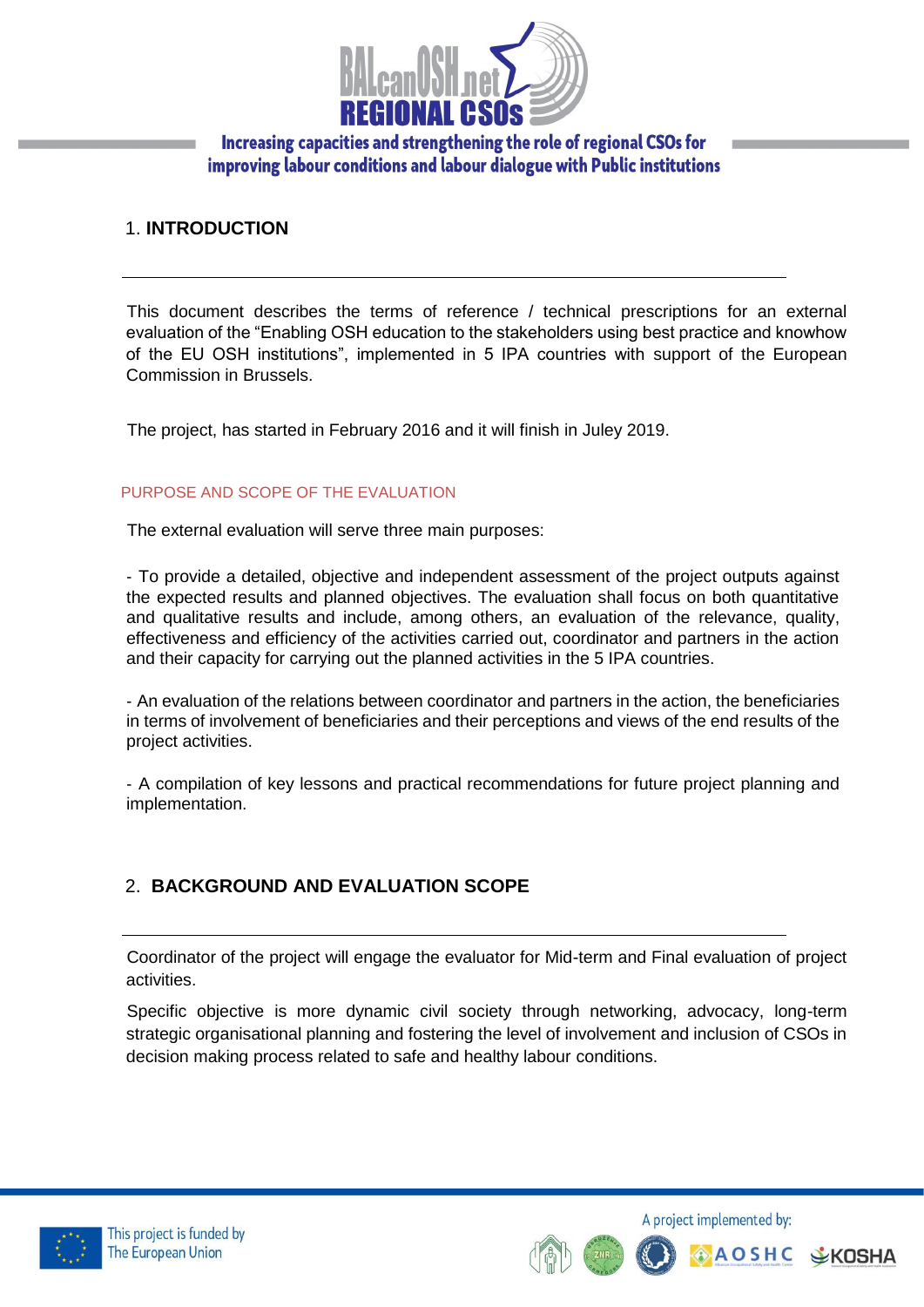## 1. INTRODUCTION

This document describes the terms of reference / technical prescriptions for an external evaluation of the “Enabling OSH education to the stakeholders using best practice and knowhow of the EU OSH institutions”, implemented in 5 IPA countries with support of the European Commission in Brussels.

The project, has started in February 2016 and it will finish in Juley 2019.

### PURPOSE AND SCOPE OF THE EVALUATION

The external evaluation will serve three main purposes:

- To provide a detailed, objective and independent assessment of the project outputs against the expected results and planned objectives. The evaluation shall focus on both quantitative and qualitative results and include, among others, an evaluation of the relevance, quality, effectiveness and efficiency of the activities carried out, coordinator and partners in the action and their capacity for carrying out the planned activities in the 5 IPA countries.

- An evaluation of the relations between coordinator and partners in the action, the beneficiaries in terms of involvement of beneficiaries and their perceptions and views of the end results of the project activities.

- A compilation of key lessons and practical recommendations for future project planning and implementation.

## 2. BACKGROUND AND EVALUATION SCOPE

Coordinator of the project will engage the evaluator for Mid-term and Final evaluation of project activities.

Specific objective is more dynamic civil society through networking, advocacy, long-term strategic organisational planning and fostering the level of involvement and inclusion of CSOs in decision making process related to safe and healthy labour conditions.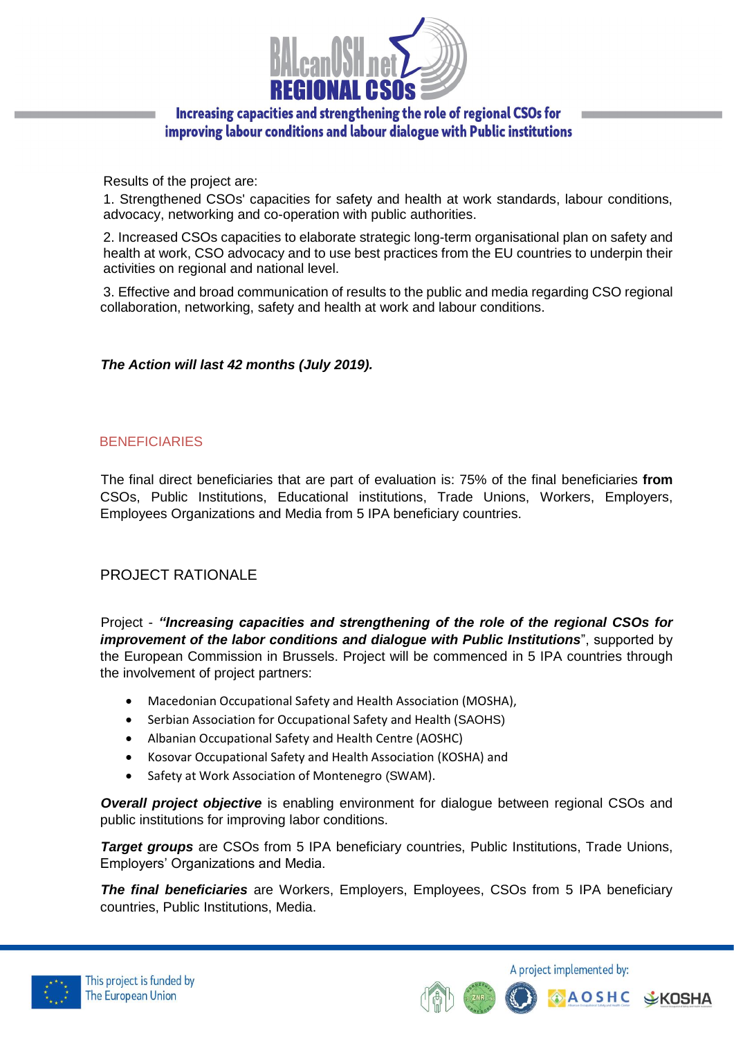Results of the project are:

1. Strengthened CSOs' capacities for safety and health at work standards, labour conditions, advocacy, networking and co-operation with public authorities.

2. Increased CSOs capacities to elaborate strategic long-term organisational plan on safety and health at work, CSO advocacy and to use best practices from the EU countries to underpin their activities on regional and national level.

3. Effective and broad communication of results to the public and media regarding CSO regional collaboration, networking, safety and health at work and labour conditions.

***The Action will last 42 months (July 2019).***

## BENEFICIARIES

The final direct beneficiaries that are part of evaluation is: 75% of the final beneficiaries **from** CSOs, Public Institutions, Educational institutions, Trade Unions, Workers, Employers, Employees Organizations and Media from 5 IPA beneficiary countries.

## PROJECT RATIONALE

Project - ***"Increasing capacities and strengthening of the role of the regional CSOs for improvement of the labor conditions and dialogue with Public Institutions***", supported by the European Commission in Brussels. Project will be commenced in 5 IPA countries through the involvement of project partners:

- Macedonian Occupational Safety and Health Association (MOSHA),
- Serbian Association for Occupational Safety and Health (SAOHS)
- Albanian Occupational Safety and Health Centre (AOSHC)
- Kosovar Occupational Safety and Health Association (KOSHA) and
- Safety at Work Association of Montenegro (SWAM).

***Overall project objective*** is enabling environment for dialogue between regional CSOs and public institutions for improving labor conditions.

***Target groups*** are CSOs from 5 IPA beneficiary countries, Public Institutions, Trade Unions, Employers' Organizations and Media.

***The final beneficiaries*** are Workers, Employers, Employees, CSOs from 5 IPA beneficiary countries, Public Institutions, Media.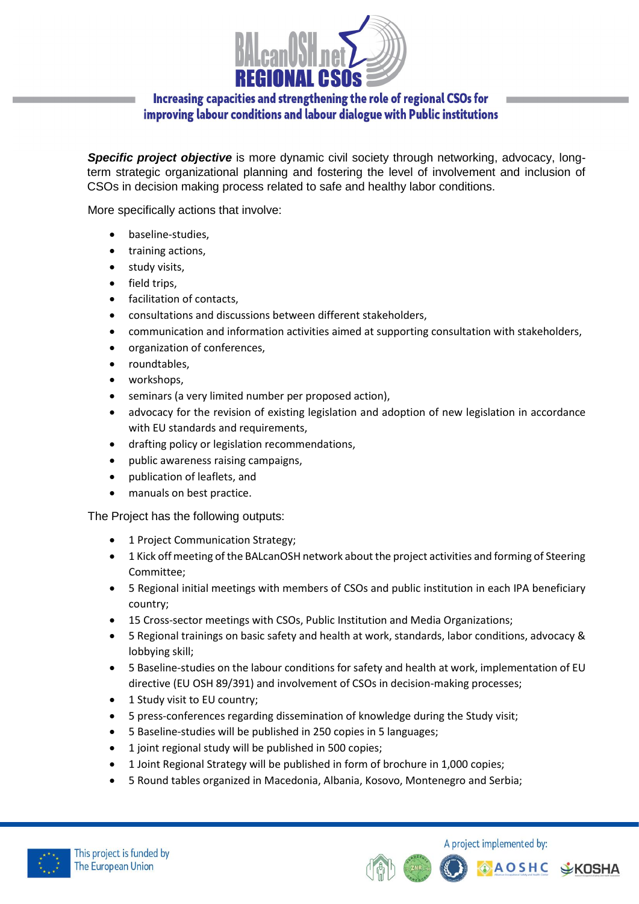***Specific project objective*** is more dynamic civil society through networking, advocacy, long-term strategic organizational planning and fostering the level of involvement and inclusion of CSOs in decision making process related to safe and healthy labor conditions.

More specifically actions that involve:

- baseline-studies,
- training actions,
- study visits,
- field trips,
- facilitation of contacts,
- consultations and discussions between different stakeholders,
- communication and information activities aimed at supporting consultation with stakeholders,
- organization of conferences,
- roundtables,
- workshops,
- seminars (a very limited number per proposed action),
- advocacy for the revision of existing legislation and adoption of new legislation in accordance with EU standards and requirements,
- drafting policy or legislation recommendations,
- public awareness raising campaigns,
- publication of leaflets, and
- manuals on best practice.

The Project has the following outputs:

- 1 Project Communication Strategy;
- 1 Kick off meeting of the BALcanOSH network about the project activities and forming of Steering Committee;
- 5 Regional initial meetings with members of CSOs and public institution in each IPA beneficiary country;
- 15 Cross-sector meetings with CSOs, Public Institution and Media Organizations;
- 5 Regional trainings on basic safety and health at work, standards, labor conditions, advocacy & lobbying skill;
- 5 Baseline-studies on the labour conditions for safety and health at work, implementation of EU directive (EU OSH 89/391) and involvement of CSOs in decision-making processes;
- 1 Study visit to EU country;
- 5 press-conferences regarding dissemination of knowledge during the Study visit;
- 5 Baseline-studies will be published in 250 copies in 5 languages;
- 1 joint regional study will be published in 500 copies;
- 1 Joint Regional Strategy will be published in form of brochure in 1,000 copies;
- 5 Round tables organized in Macedonia, Albania, Kosovo, Montenegro and Serbia;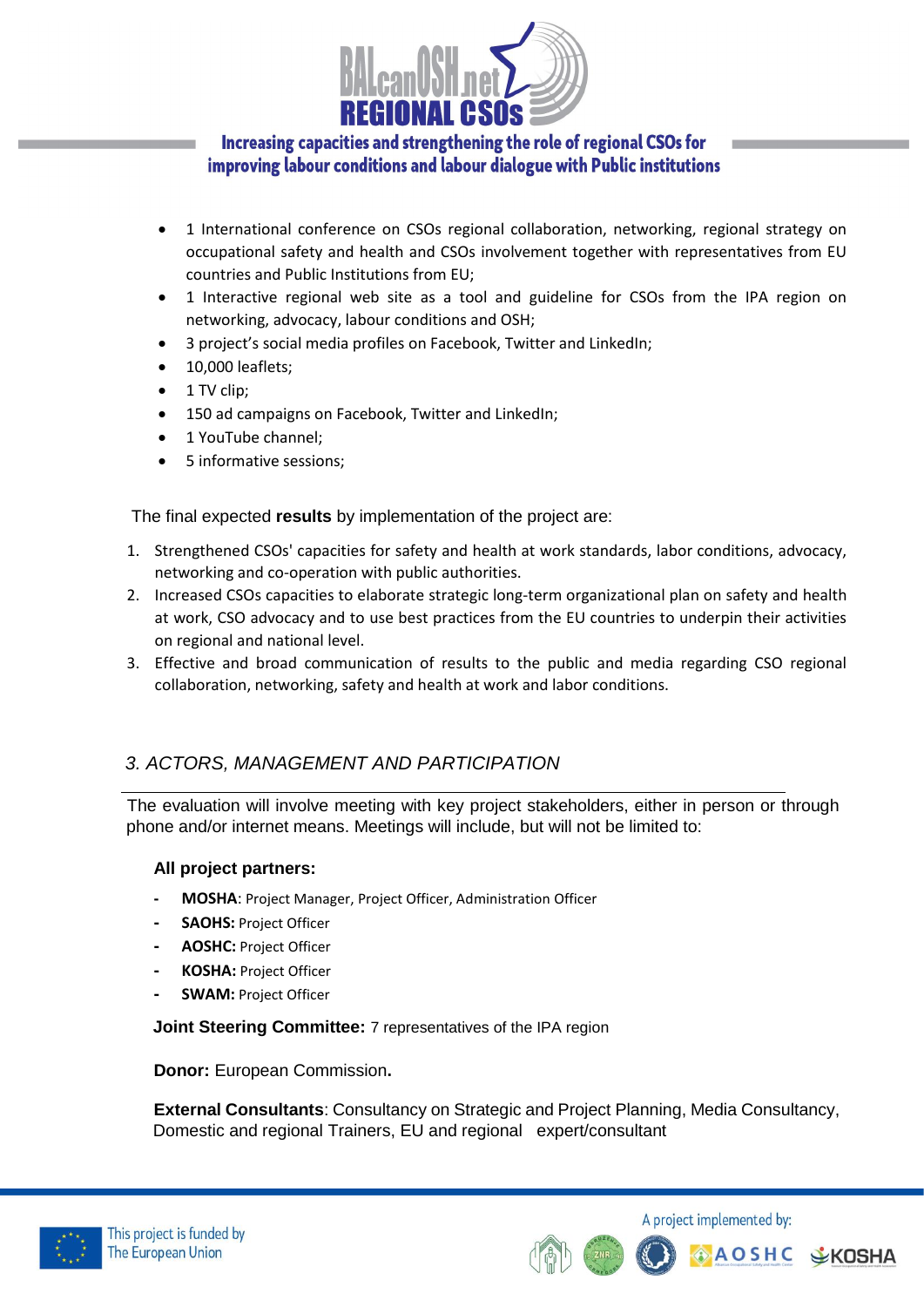- 1 International conference on CSOs regional collaboration, networking, regional strategy on occupational safety and health and CSOs involvement together with representatives from EU countries and Public Institutions from EU;
- 1 Interactive regional web site as a tool and guideline for CSOs from the IPA region on networking, advocacy, labour conditions and OSH;
- 3 project's social media profiles on Facebook, Twitter and LinkedIn;
- 10,000 leaflets;
- 1 TV clip;
- 150 ad campaigns on Facebook, Twitter and LinkedIn;
- 1 YouTube channel;
- 5 informative sessions;

The final expected **results** by implementation of the project are:

1. Strengthened CSOs' capacities for safety and health at work standards, labor conditions, advocacy, networking and co-operation with public authorities.
2. Increased CSOs capacities to elaborate strategic long-term organizational plan on safety and health at work, CSO advocacy and to use best practices from the EU countries to underpin their activities on regional and national level.
3. Effective and broad communication of results to the public and media regarding CSO regional collaboration, networking, safety and health at work and labor conditions.

## *3. ACTORS, MANAGEMENT AND PARTICIPATION*

The evaluation will involve meeting with key project stakeholders, either in person or through phone and/or internet means. Meetings will include, but will not be limited to:

**All project partners:**

- **MOSHA**: Project Manager, Project Officer, Administration Officer
- **SAOHS:** Project Officer
- **AOSHC:** Project Officer
- **KOSHA:** Project Officer
- **SWAM:** Project Officer

**Joint Steering Committee:** 7 representatives of the IPA region

**Donor:** European Commission**.**

**External Consultants**: Consultancy on Strategic and Project Planning, Media Consultancy, Domestic and regional Trainers, EU and regional expert/consultant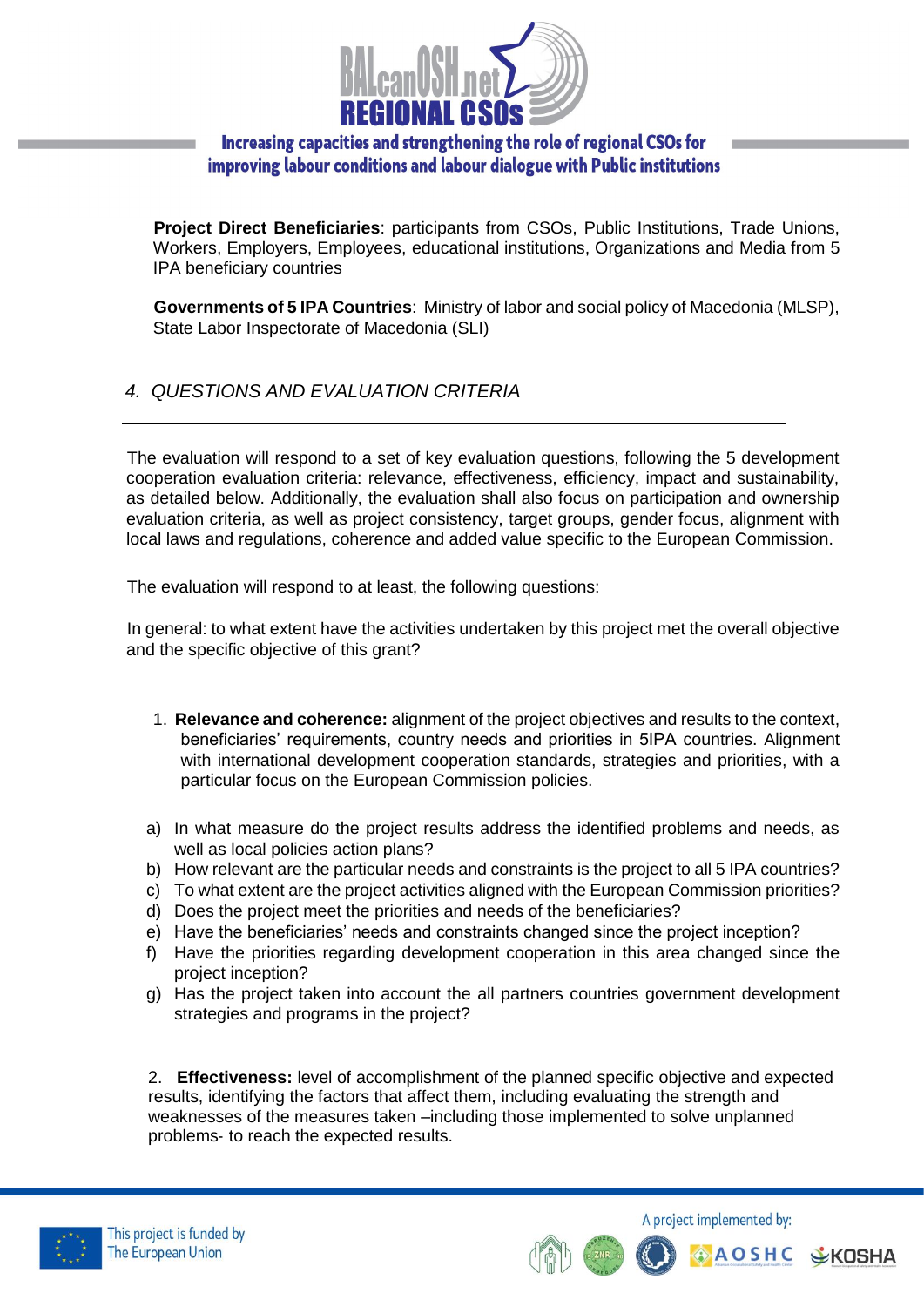**Project Direct Beneficiaries**: participants from CSOs, Public Institutions, Trade Unions, Workers, Employers, Employees, educational institutions, Organizations and Media from 5 IPA beneficiary countries

**Governments of 5 IPA Countries**: Ministry of labor and social policy of Macedonia (MLSP), State Labor Inspectorate of Macedonia (SLI)

## *4. QUESTIONS AND EVALUATION CRITERIA*

The evaluation will respond to a set of key evaluation questions, following the 5 development cooperation evaluation criteria: relevance, effectiveness, efficiency, impact and sustainability, as detailed below. Additionally, the evaluation shall also focus on participation and ownership evaluation criteria, as well as project consistency, target groups, gender focus, alignment with local laws and regulations, coherence and added value specific to the European Commission.

The evaluation will respond to at least, the following questions:

In general: to what extent have the activities undertaken by this project met the overall objective and the specific objective of this grant?

1. **Relevance and coherence:** alignment of the project objectives and results to the context, beneficiaries' requirements, country needs and priorities in 5IPA countries. Alignment with international development cooperation standards, strategies and priorities, with a particular focus on the European Commission policies.

a) In what measure do the project results address the identified problems and needs, as well as local policies action plans?
b) How relevant are the particular needs and constraints is the project to all 5 IPA countries?
c) To what extent are the project activities aligned with the European Commission priorities?
d) Does the project meet the priorities and needs of the beneficiaries?
e) Have the beneficiaries' needs and constraints changed since the project inception?
f) Have the priorities regarding development cooperation in this area changed since the project inception?
g) Has the project taken into account the all partners countries government development strategies and programs in the project?

2. **Effectiveness:** level of accomplishment of the planned specific objective and expected results, identifying the factors that affect them, including evaluating the strength and weaknesses of the measures taken –including those implemented to solve unplanned problems- to reach the expected results.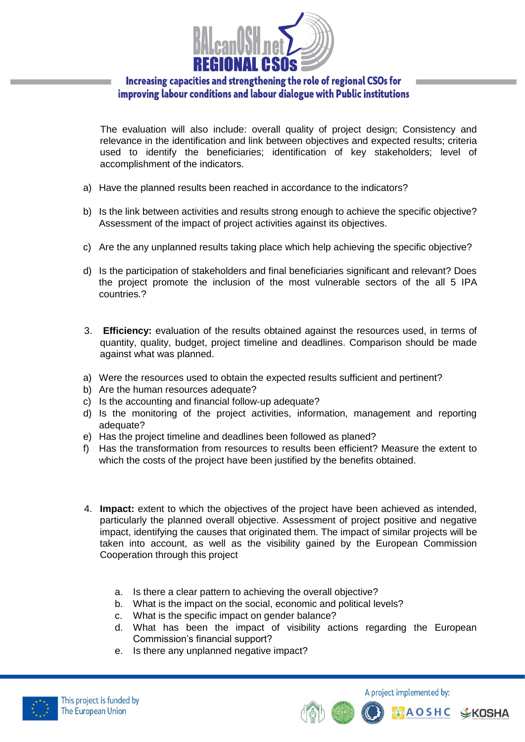The evaluation will also include: overall quality of project design; Consistency and relevance in the identification and link between objectives and expected results; criteria used to identify the beneficiaries; identification of key stakeholders; level of accomplishment of the indicators.

a) Have the planned results been reached in accordance to the indicators?

b) Is the link between activities and results strong enough to achieve the specific objective? Assessment of the impact of project activities against its objectives.

c) Are the any unplanned results taking place which help achieving the specific objective?

d) Is the participation of stakeholders and final beneficiaries significant and relevant? Does the project promote the inclusion of the most vulnerable sectors of the all 5 IPA countries.?

3. **Efficiency:** evaluation of the results obtained against the resources used, in terms of quantity, quality, budget, project timeline and deadlines. Comparison should be made against what was planned.

a) Were the resources used to obtain the expected results sufficient and pertinent?
b) Are the human resources adequate?
c) Is the accounting and financial follow-up adequate?
d) Is the monitoring of the project activities, information, management and reporting adequate?
e) Has the project timeline and deadlines been followed as planed?
f) Has the transformation from resources to results been efficient? Measure the extent to which the costs of the project have been justified by the benefits obtained.

4. **Impact:** extent to which the objectives of the project have been achieved as intended, particularly the planned overall objective. Assessment of project positive and negative impact, identifying the causes that originated them. The impact of similar projects will be taken into account, as well as the visibility gained by the European Commission Cooperation through this project

   a. Is there a clear pattern to achieving the overall objective?
   b. What is the impact on the social, economic and political levels?
   c. What is the specific impact on gender balance?
   d. What has been the impact of visibility actions regarding the European Commission's financial support?
   e. Is there any unplanned negative impact?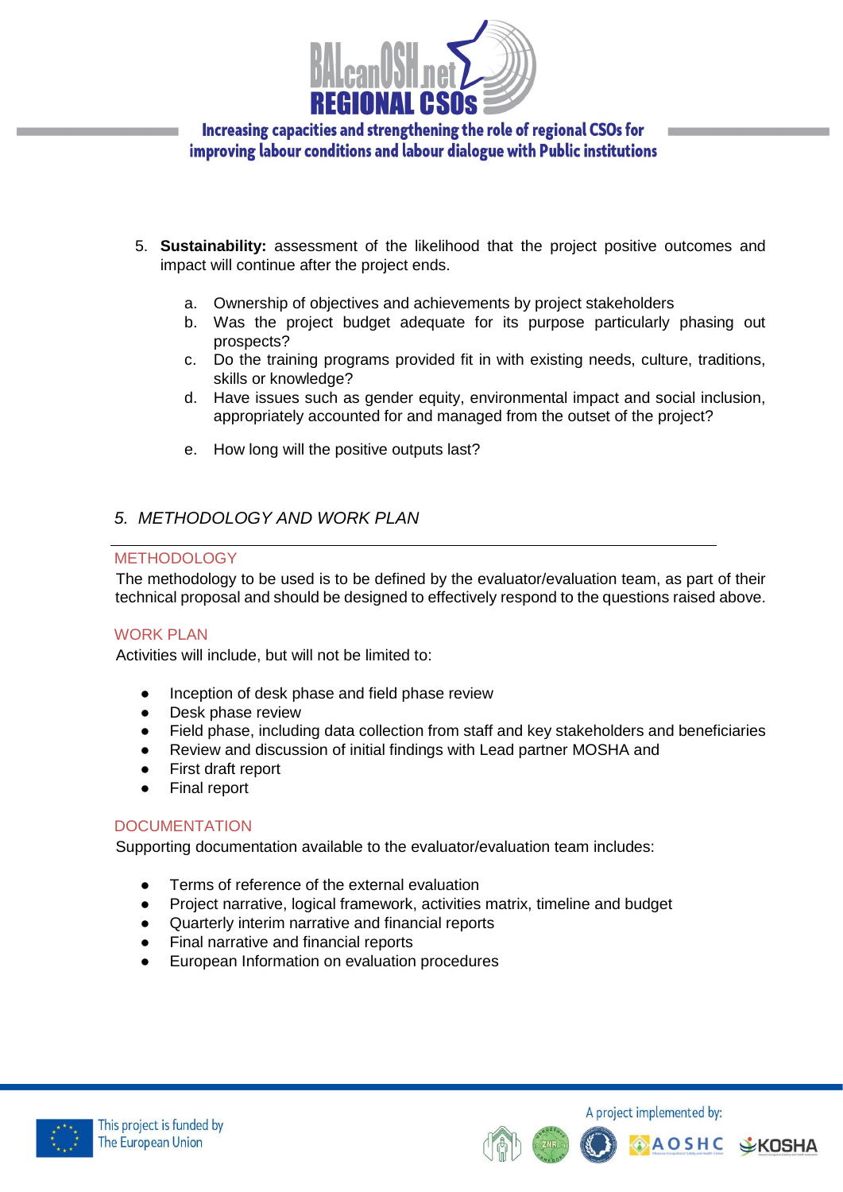5. **Sustainability:** assessment of the likelihood that the project positive outcomes and impact will continue after the project ends.

    a. Ownership of objectives and achievements by project stakeholders
    b. Was the project budget adequate for its purpose particularly phasing out prospects?
    c. Do the training programs provided fit in with existing needs, culture, traditions, skills or knowledge?
    d. Have issues such as gender equity, environmental impact and social inclusion, appropriately accounted for and managed from the outset of the project?
    e. How long will the positive outputs last?

## *5. METHODOLOGY AND WORK PLAN*

### METHODOLOGY

The methodology to be used is to be defined by the evaluator/evaluation team, as part of their technical proposal and should be designed to effectively respond to the questions raised above.

### WORK PLAN

Activities will include, but will not be limited to:

- Inception of desk phase and field phase review
- Desk phase review
- Field phase, including data collection from staff and key stakeholders and beneficiaries
- Review and discussion of initial findings with Lead partner MOSHA and
- First draft report
- Final report

### DOCUMENTATION

Supporting documentation available to the evaluator/evaluation team includes:

- Terms of reference of the external evaluation
- Project narrative, logical framework, activities matrix, timeline and budget
- Quarterly interim narrative and financial reports
- Final narrative and financial reports
- European Information on evaluation procedures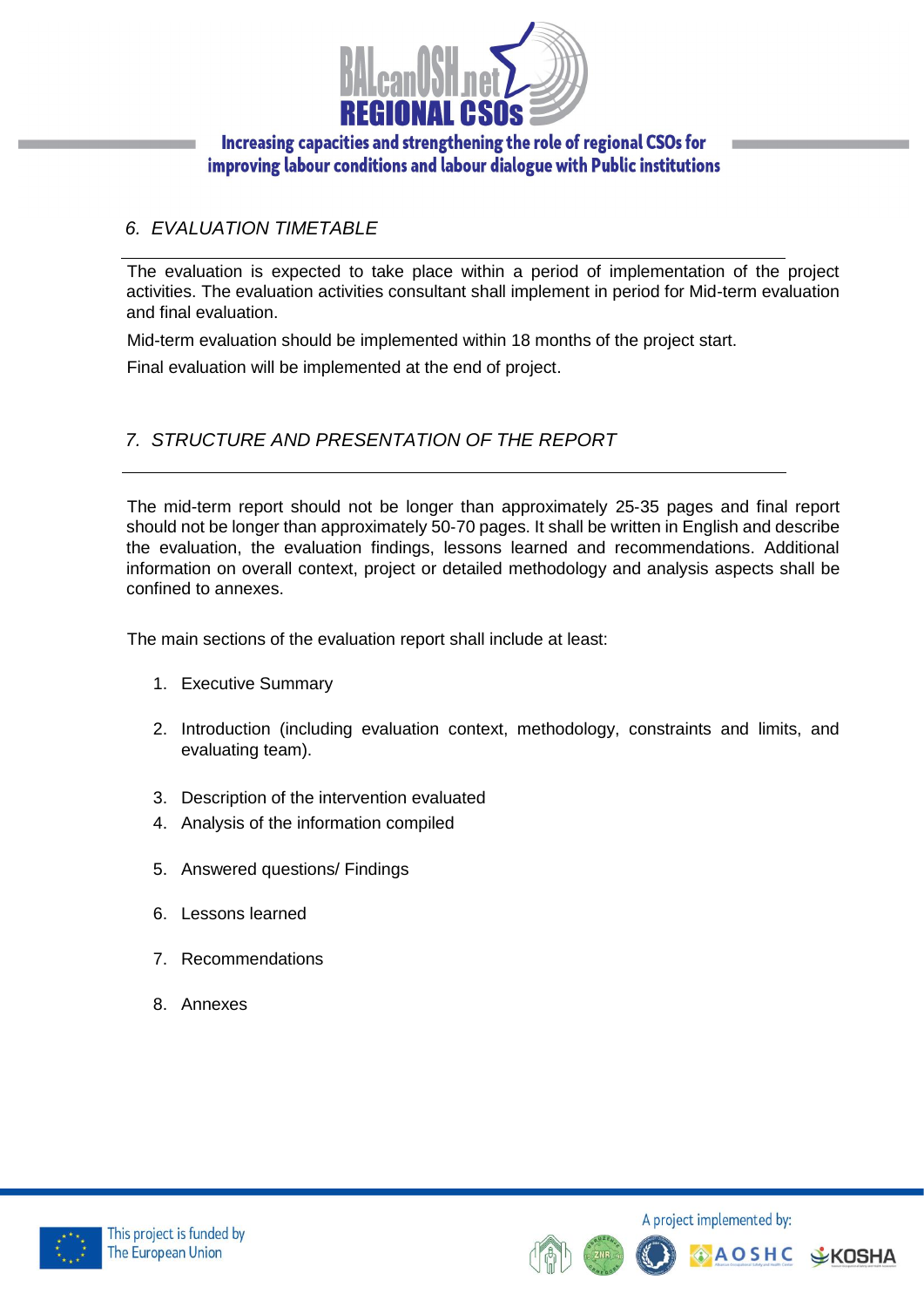## *6. EVALUATION TIMETABLE*

The evaluation is expected to take place within a period of implementation of the project activities. The evaluation activities consultant shall implement in period for Mid-term evaluation and final evaluation.

Mid-term evaluation should be implemented within 18 months of the project start.

Final evaluation will be implemented at the end of project.

## *7. STRUCTURE AND PRESENTATION OF THE REPORT*

The mid-term report should not be longer than approximately 25-35 pages and final report should not be longer than approximately 50-70 pages. It shall be written in English and describe the evaluation, the evaluation findings, lessons learned and recommendations. Additional information on overall context, project or detailed methodology and analysis aspects shall be confined to annexes.

The main sections of the evaluation report shall include at least:

1. Executive Summary
2. Introduction (including evaluation context, methodology, constraints and limits, and evaluating team).
3. Description of the intervention evaluated
4. Analysis of the information compiled
5. Answered questions/ Findings
6. Lessons learned
7. Recommendations
8. Annexes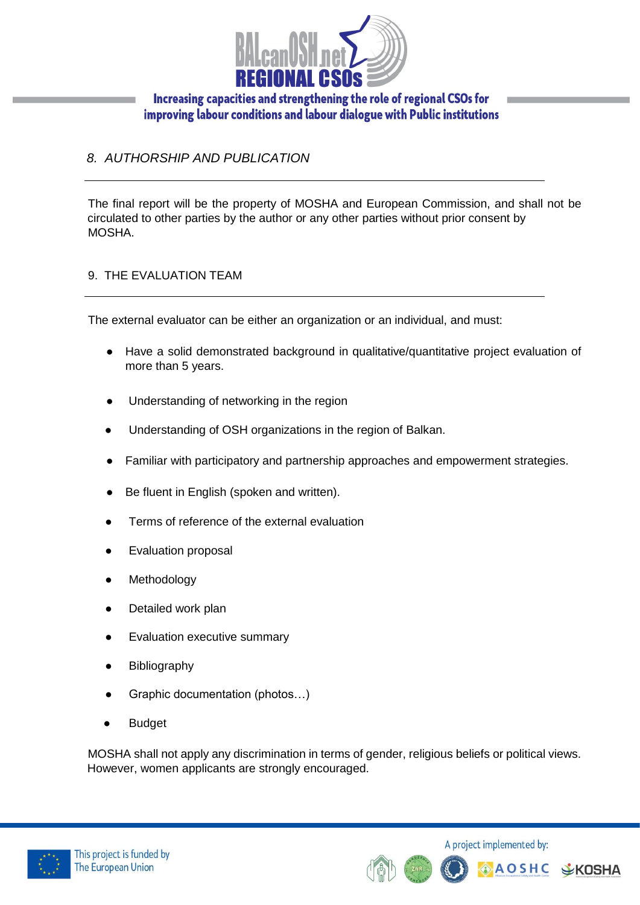## *8. AUTHORSHIP AND PUBLICATION*

The final report will be the property of MOSHA and European Commission, and shall not be circulated to other parties by the author or any other parties without prior consent by MOSHA.

## 9. THE EVALUATION TEAM

The external evaluator can be either an organization or an individual, and must:

- Have a solid demonstrated background in qualitative/quantitative project evaluation of more than 5 years.
- Understanding of networking in the region
- Understanding of OSH organizations in the region of Balkan.
- Familiar with participatory and partnership approaches and empowerment strategies.
- Be fluent in English (spoken and written).
- Terms of reference of the external evaluation
- Evaluation proposal
- Methodology
- Detailed work plan
- Evaluation executive summary
- Bibliography
- Graphic documentation (photos…)
- Budget

MOSHA shall not apply any discrimination in terms of gender, religious beliefs or political views. However, women applicants are strongly encouraged.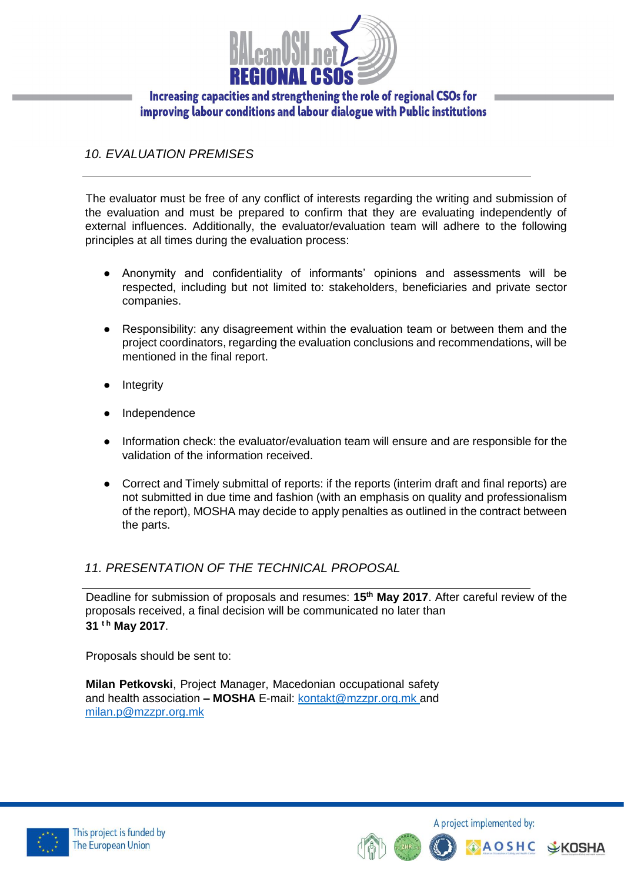## *10. EVALUATION PREMISES*

The evaluator must be free of any conflict of interests regarding the writing and submission of the evaluation and must be prepared to confirm that they are evaluating independently of external influences. Additionally, the evaluator/evaluation team will adhere to the following principles at all times during the evaluation process:

- Anonymity and confidentiality of informants' opinions and assessments will be respected, including but not limited to: stakeholders, beneficiaries and private sector companies.
- Responsibility: any disagreement within the evaluation team or between them and the project coordinators, regarding the evaluation conclusions and recommendations, will be mentioned in the final report.
- Integrity
- Independence
- Information check: the evaluator/evaluation team will ensure and are responsible for the validation of the information received.
- Correct and Timely submittal of reports: if the reports (interim draft and final reports) are not submitted in due time and fashion (with an emphasis on quality and professionalism of the report), MOSHA may decide to apply penalties as outlined in the contract between the parts.

## *11. PRESENTATION OF THE TECHNICAL PROPOSAL*

Deadline for submission of proposals and resumes: **15th May 2017**. After careful review of the proposals received, a final decision will be communicated no later than **31th May 2017**.

Proposals should be sent to:

**Milan Petkovski**, Project Manager, Macedonian occupational safety and health association **– MOSHA** E-mail: kontakt@mzzpr.org.mk and milan.p@mzzpr.org.mk